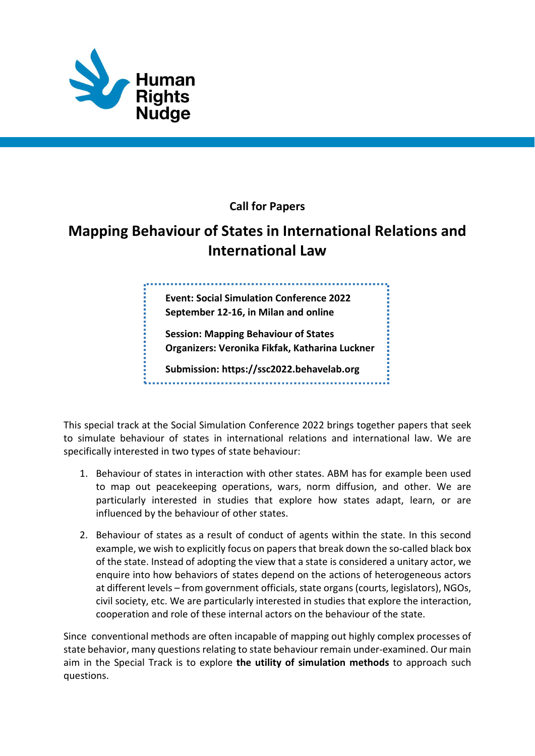Human Rights Nudge

**Call for Papers**

# Mapping Behaviour of States in International Relations and International Law

**Event: Social Simulation Conference 2022**
**September 12-16, in Milan and online**

**Session: Mapping Behaviour of States**
**Organizers: Veronika Fikfak, Katharina Luckner**

**Submission: https://ssc2022.behavelab.org**

This special track at the Social Simulation Conference 2022 brings together papers that seek to simulate behaviour of states in international relations and international law. We are specifically interested in two types of state behaviour:

1. Behaviour of states in interaction with other states. ABM has for example been used to map out peacekeeping operations, wars, norm diffusion, and other. We are particularly interested in studies that explore how states adapt, learn, or are influenced by the behaviour of other states.
2. Behaviour of states as a result of conduct of agents within the state. In this second example, we wish to explicitly focus on papers that break down the so-called black box of the state. Instead of adopting the view that a state is considered a unitary actor, we enquire into how behaviors of states depend on the actions of heterogeneous actors at different levels – from government officials, state organs (courts, legislators), NGOs, civil society, etc. We are particularly interested in studies that explore the interaction, cooperation and role of these internal actors on the behaviour of the state.

Since conventional methods are often incapable of mapping out highly complex processes of state behavior, many questions relating to state behaviour remain under-examined. Our main aim in the Special Track is to explore **the utility of simulation methods** to approach such questions.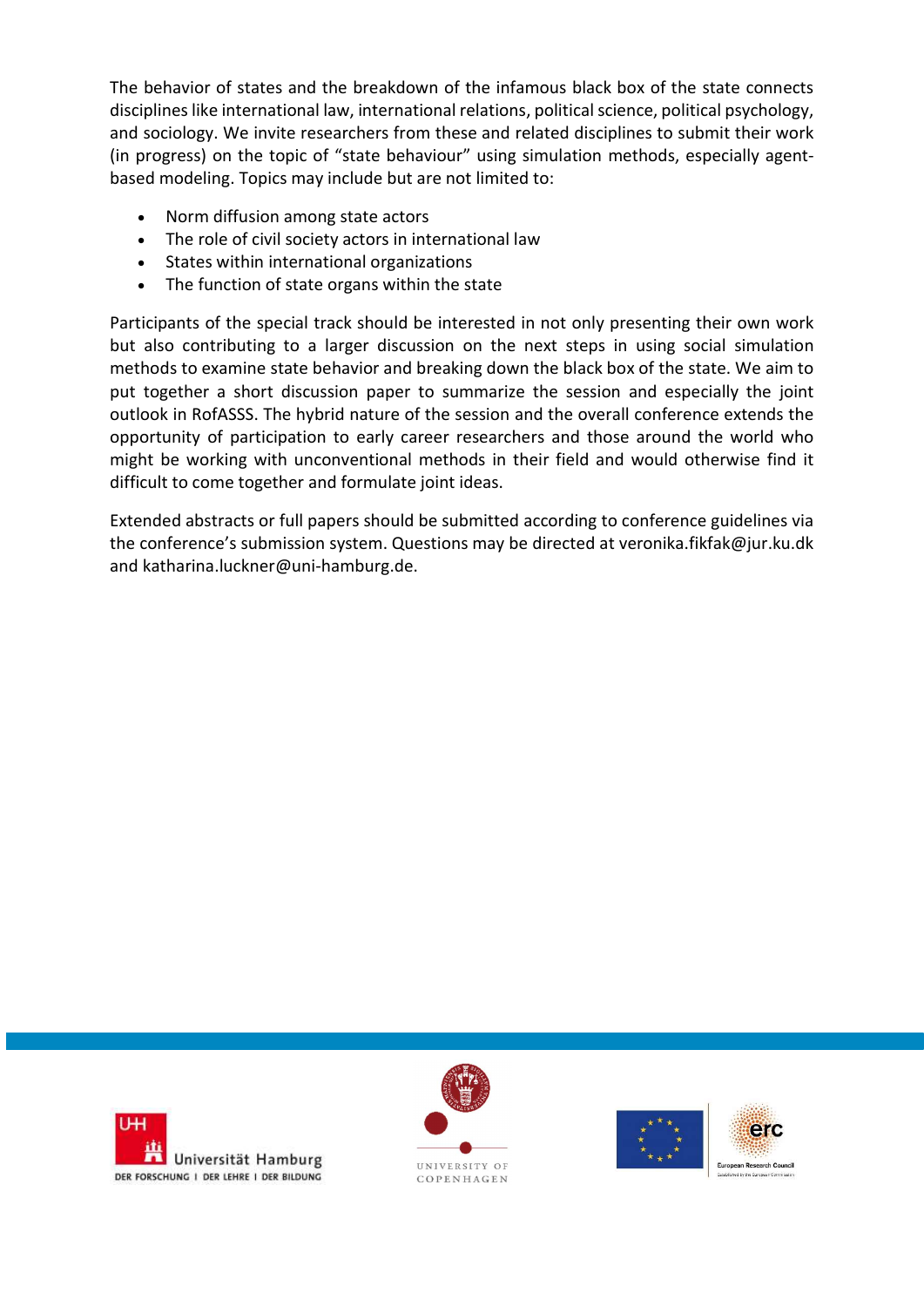The behavior of states and the breakdown of the infamous black box of the state connects disciplines like international law, international relations, political science, political psychology, and sociology. We invite researchers from these and related disciplines to submit their work (in progress) on the topic of "state behaviour" using simulation methods, especially agent-based modeling. Topics may include but are not limited to:

- Norm diffusion among state actors
- The role of civil society actors in international law
- States within international organizations
- The function of state organs within the state

Participants of the special track should be interested in not only presenting their own work but also contributing to a larger discussion on the next steps in using social simulation methods to examine state behavior and breaking down the black box of the state. We aim to put together a short discussion paper to summarize the session and especially the joint outlook in RofASSS. The hybrid nature of the session and the overall conference extends the opportunity of participation to early career researchers and those around the world who might be working with unconventional methods in their field and would otherwise find it difficult to come together and formulate joint ideas.

Extended abstracts or full papers should be submitted according to conference guidelines via the conference's submission system. Questions may be directed at veronika.fikfak@jur.ku.dk and katharina.luckner@uni-hamburg.de.